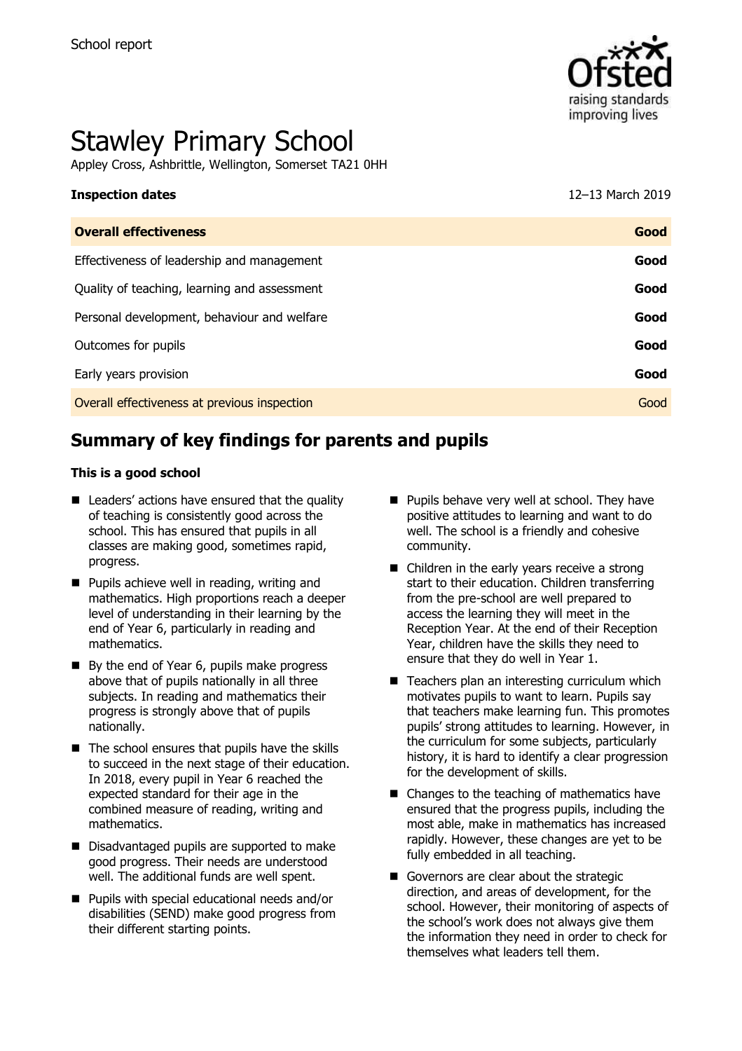School report

# Stawley Primary School

Appley Cross, Ashbrittle, Wellington, Somerset TA21 0HH

| | |
|---|---|
| **Inspection dates** | 12–13 March 2019 |
| **Overall effectiveness** | **Good** |
| Effectiveness of leadership and management | **Good** |
| Quality of teaching, learning and assessment | **Good** |
| Personal development, behaviour and welfare | **Good** |
| Outcomes for pupils | **Good** |
| Early years provision | **Good** |
| Overall effectiveness at previous inspection | Good |

## Summary of key findings for parents and pupils

**This is a good school**

- Leaders' actions have ensured that the quality of teaching is consistently good across the school. This has ensured that pupils in all classes are making good, sometimes rapid, progress.
- Pupils achieve well in reading, writing and mathematics. High proportions reach a deeper level of understanding in their learning by the end of Year 6, particularly in reading and mathematics.
- By the end of Year 6, pupils make progress above that of pupils nationally in all three subjects. In reading and mathematics their progress is strongly above that of pupils nationally.
- The school ensures that pupils have the skills to succeed in the next stage of their education. In 2018, every pupil in Year 6 reached the expected standard for their age in the combined measure of reading, writing and mathematics.
- Disadvantaged pupils are supported to make good progress. Their needs are understood well. The additional funds are well spent.
- Pupils with special educational needs and/or disabilities (SEND) make good progress from their different starting points.
- Pupils behave very well at school. They have positive attitudes to learning and want to do well. The school is a friendly and cohesive community.
- Children in the early years receive a strong start to their education. Children transferring from the pre-school are well prepared to access the learning they will meet in the Reception Year. At the end of their Reception Year, children have the skills they need to ensure that they do well in Year 1.
- Teachers plan an interesting curriculum which motivates pupils to want to learn. Pupils say that teachers make learning fun. This promotes pupils' strong attitudes to learning. However, in the curriculum for some subjects, particularly history, it is hard to identify a clear progression for the development of skills.
- Changes to the teaching of mathematics have ensured that the progress pupils, including the most able, make in mathematics has increased rapidly. However, these changes are yet to be fully embedded in all teaching.
- Governors are clear about the strategic direction, and areas of development, for the school. However, their monitoring of aspects of the school's work does not always give them the information they need in order to check for themselves what leaders tell them.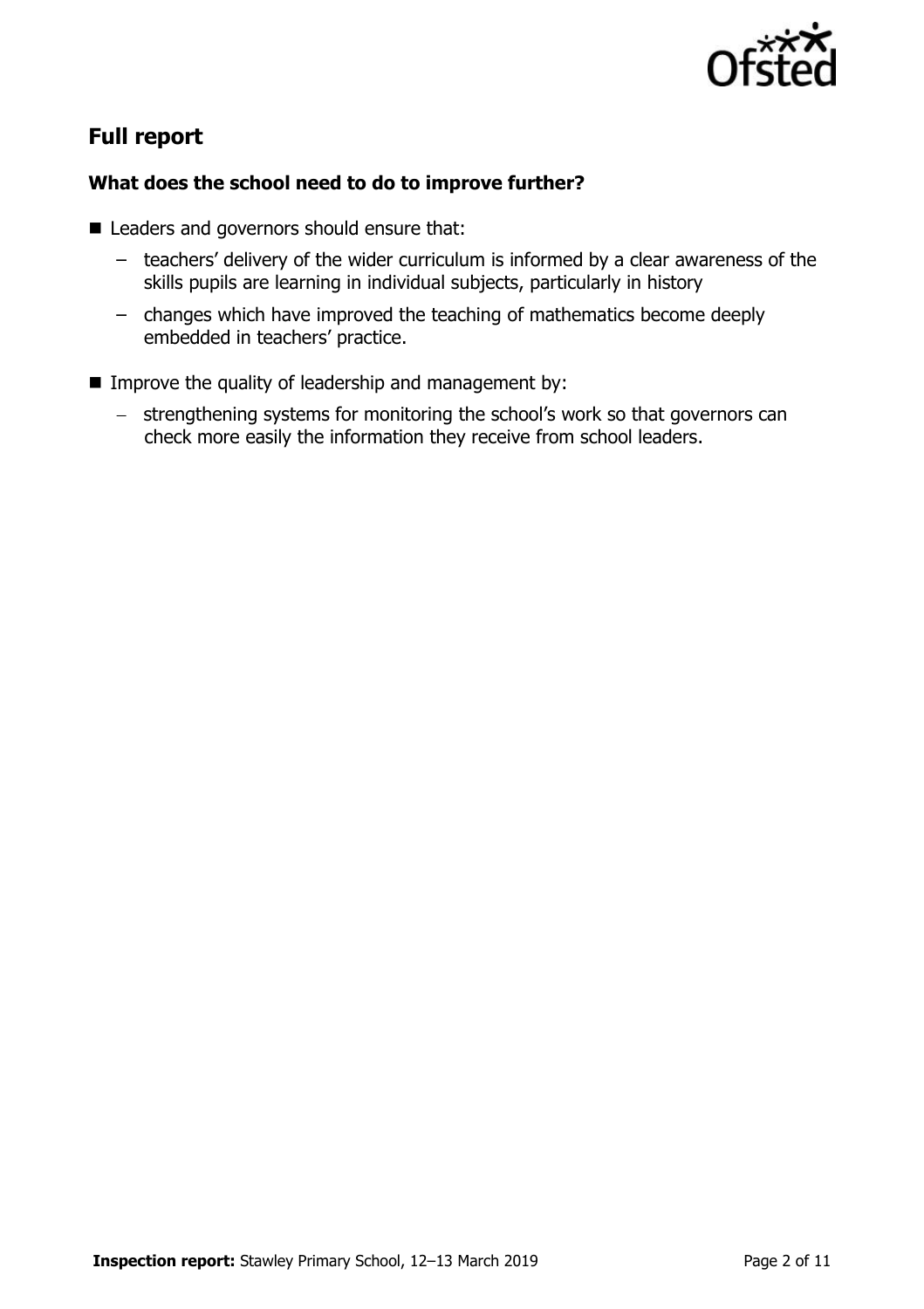## Full report

### What does the school need to do to improve further?

- Leaders and governors should ensure that:
  - teachers' delivery of the wider curriculum is informed by a clear awareness of the skills pupils are learning in individual subjects, particularly in history
  - changes which have improved the teaching of mathematics become deeply embedded in teachers' practice.
- Improve the quality of leadership and management by:
  - strengthening systems for monitoring the school's work so that governors can check more easily the information they receive from school leaders.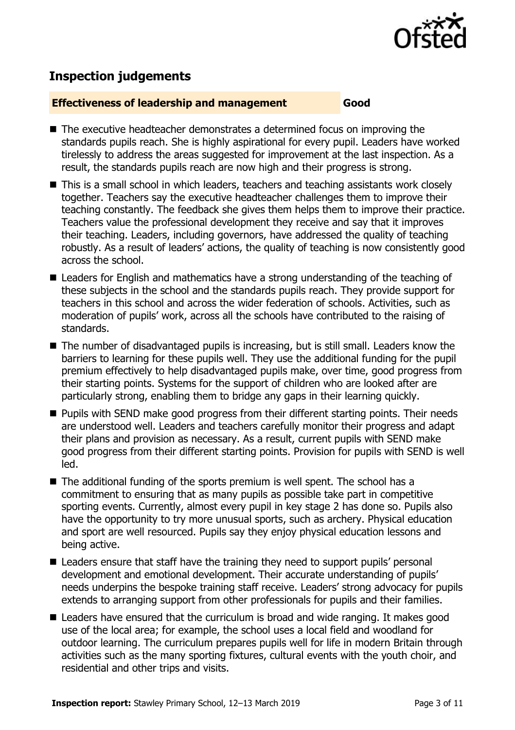## Inspection judgements

**Effectiveness of leadership and management** **Good**

- The executive headteacher demonstrates a determined focus on improving the standards pupils reach. She is highly aspirational for every pupil. Leaders have worked tirelessly to address the areas suggested for improvement at the last inspection. As a result, the standards pupils reach are now high and their progress is strong.
- This is a small school in which leaders, teachers and teaching assistants work closely together. Teachers say the executive headteacher challenges them to improve their teaching constantly. The feedback she gives them helps them to improve their practice. Teachers value the professional development they receive and say that it improves their teaching. Leaders, including governors, have addressed the quality of teaching robustly. As a result of leaders' actions, the quality of teaching is now consistently good across the school.
- Leaders for English and mathematics have a strong understanding of the teaching of these subjects in the school and the standards pupils reach. They provide support for teachers in this school and across the wider federation of schools. Activities, such as moderation of pupils' work, across all the schools have contributed to the raising of standards.
- The number of disadvantaged pupils is increasing, but is still small. Leaders know the barriers to learning for these pupils well. They use the additional funding for the pupil premium effectively to help disadvantaged pupils make, over time, good progress from their starting points. Systems for the support of children who are looked after are particularly strong, enabling them to bridge any gaps in their learning quickly.
- Pupils with SEND make good progress from their different starting points. Their needs are understood well. Leaders and teachers carefully monitor their progress and adapt their plans and provision as necessary. As a result, current pupils with SEND make good progress from their different starting points. Provision for pupils with SEND is well led.
- The additional funding of the sports premium is well spent. The school has a commitment to ensuring that as many pupils as possible take part in competitive sporting events. Currently, almost every pupil in key stage 2 has done so. Pupils also have the opportunity to try more unusual sports, such as archery. Physical education and sport are well resourced. Pupils say they enjoy physical education lessons and being active.
- Leaders ensure that staff have the training they need to support pupils' personal development and emotional development. Their accurate understanding of pupils' needs underpins the bespoke training staff receive. Leaders' strong advocacy for pupils extends to arranging support from other professionals for pupils and their families.
- Leaders have ensured that the curriculum is broad and wide ranging. It makes good use of the local area; for example, the school uses a local field and woodland for outdoor learning. The curriculum prepares pupils well for life in modern Britain through activities such as the many sporting fixtures, cultural events with the youth choir, and residential and other trips and visits.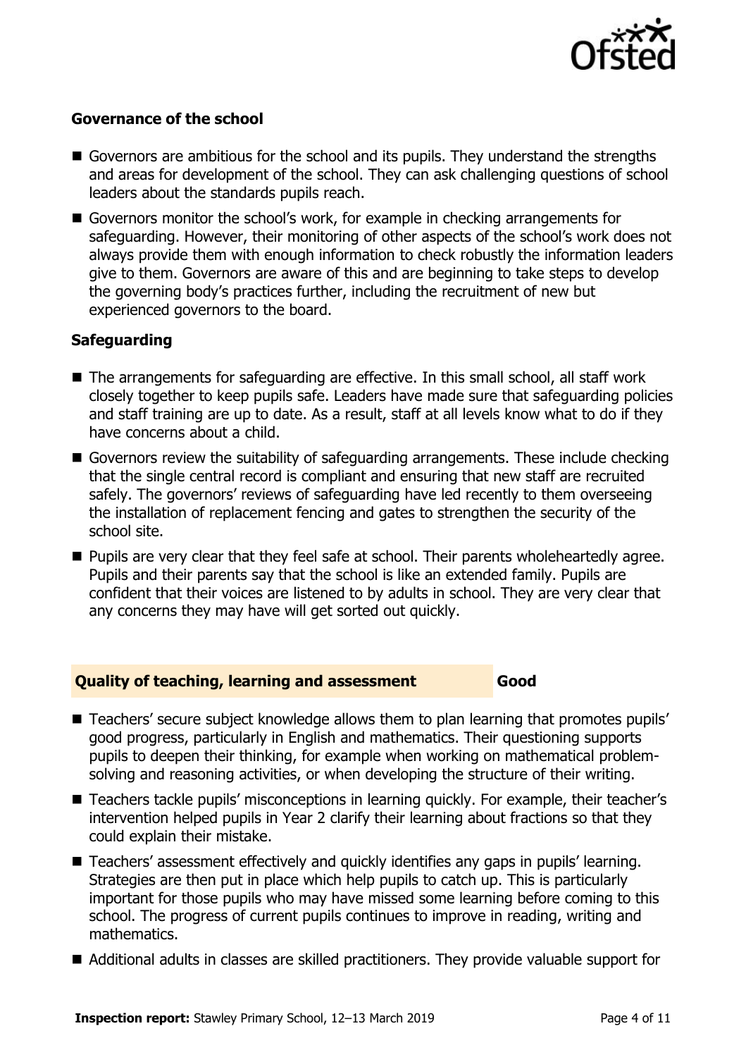### Governance of the school

- Governors are ambitious for the school and its pupils. They understand the strengths and areas for development of the school. They can ask challenging questions of school leaders about the standards pupils reach.
- Governors monitor the school's work, for example in checking arrangements for safeguarding. However, their monitoring of other aspects of the school's work does not always provide them with enough information to check robustly the information leaders give to them. Governors are aware of this and are beginning to take steps to develop the governing body's practices further, including the recruitment of new but experienced governors to the board.

### Safeguarding

- The arrangements for safeguarding are effective. In this small school, all staff work closely together to keep pupils safe. Leaders have made sure that safeguarding policies and staff training are up to date. As a result, staff at all levels know what to do if they have concerns about a child.
- Governors review the suitability of safeguarding arrangements. These include checking that the single central record is compliant and ensuring that new staff are recruited safely. The governors' reviews of safeguarding have led recently to them overseeing the installation of replacement fencing and gates to strengthen the security of the school site.
- Pupils are very clear that they feel safe at school. Their parents wholeheartedly agree. Pupils and their parents say that the school is like an extended family. Pupils are confident that their voices are listened to by adults in school. They are very clear that any concerns they may have will get sorted out quickly.

## Quality of teaching, learning and assessment — Good

- Teachers' secure subject knowledge allows them to plan learning that promotes pupils' good progress, particularly in English and mathematics. Their questioning supports pupils to deepen their thinking, for example when working on mathematical problem-solving and reasoning activities, or when developing the structure of their writing.
- Teachers tackle pupils' misconceptions in learning quickly. For example, their teacher's intervention helped pupils in Year 2 clarify their learning about fractions so that they could explain their mistake.
- Teachers' assessment effectively and quickly identifies any gaps in pupils' learning. Strategies are then put in place which help pupils to catch up. This is particularly important for those pupils who may have missed some learning before coming to this school. The progress of current pupils continues to improve in reading, writing and mathematics.
- Additional adults in classes are skilled practitioners. They provide valuable support for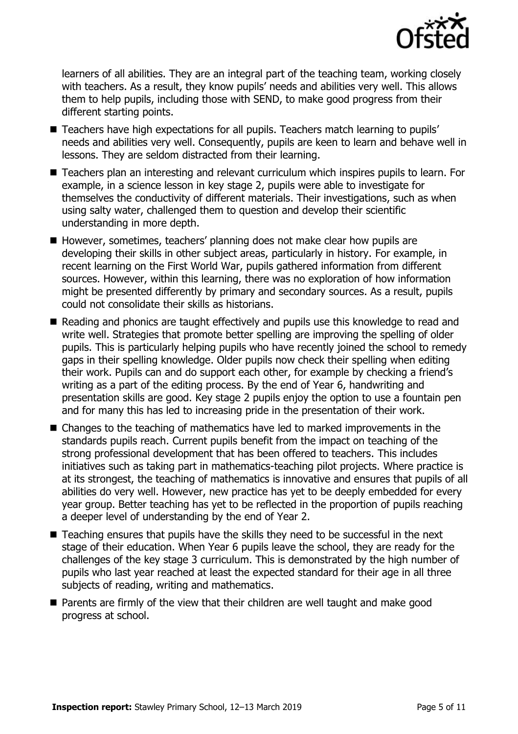learners of all abilities. They are an integral part of the teaching team, working closely with teachers. As a result, they know pupils' needs and abilities very well. This allows them to help pupils, including those with SEND, to make good progress from their different starting points.

- Teachers have high expectations for all pupils. Teachers match learning to pupils' needs and abilities very well. Consequently, pupils are keen to learn and behave well in lessons. They are seldom distracted from their learning.
- Teachers plan an interesting and relevant curriculum which inspires pupils to learn. For example, in a science lesson in key stage 2, pupils were able to investigate for themselves the conductivity of different materials. Their investigations, such as when using salty water, challenged them to question and develop their scientific understanding in more depth.
- However, sometimes, teachers' planning does not make clear how pupils are developing their skills in other subject areas, particularly in history. For example, in recent learning on the First World War, pupils gathered information from different sources. However, within this learning, there was no exploration of how information might be presented differently by primary and secondary sources. As a result, pupils could not consolidate their skills as historians.
- Reading and phonics are taught effectively and pupils use this knowledge to read and write well. Strategies that promote better spelling are improving the spelling of older pupils. This is particularly helping pupils who have recently joined the school to remedy gaps in their spelling knowledge. Older pupils now check their spelling when editing their work. Pupils can and do support each other, for example by checking a friend's writing as a part of the editing process. By the end of Year 6, handwriting and presentation skills are good. Key stage 2 pupils enjoy the option to use a fountain pen and for many this has led to increasing pride in the presentation of their work.
- Changes to the teaching of mathematics have led to marked improvements in the standards pupils reach. Current pupils benefit from the impact on teaching of the strong professional development that has been offered to teachers. This includes initiatives such as taking part in mathematics-teaching pilot projects. Where practice is at its strongest, the teaching of mathematics is innovative and ensures that pupils of all abilities do very well. However, new practice has yet to be deeply embedded for every year group. Better teaching has yet to be reflected in the proportion of pupils reaching a deeper level of understanding by the end of Year 2.
- Teaching ensures that pupils have the skills they need to be successful in the next stage of their education. When Year 6 pupils leave the school, they are ready for the challenges of the key stage 3 curriculum. This is demonstrated by the high number of pupils who last year reached at least the expected standard for their age in all three subjects of reading, writing and mathematics.
- Parents are firmly of the view that their children are well taught and make good progress at school.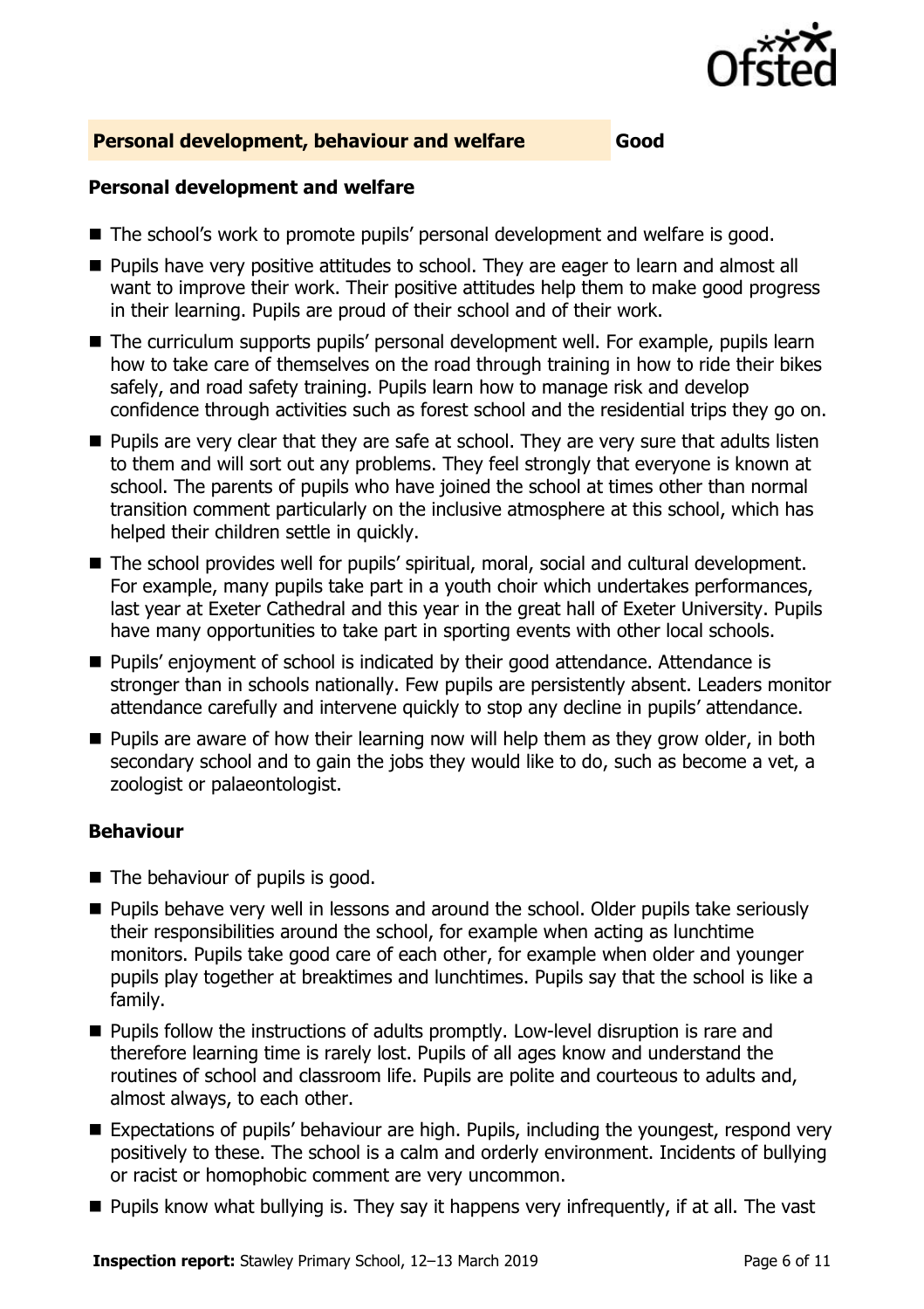## Personal development, behaviour and welfare **Good**

### Personal development and welfare

- The school's work to promote pupils' personal development and welfare is good.
- Pupils have very positive attitudes to school. They are eager to learn and almost all want to improve their work. Their positive attitudes help them to make good progress in their learning. Pupils are proud of their school and of their work.
- The curriculum supports pupils' personal development well. For example, pupils learn how to take care of themselves on the road through training in how to ride their bikes safely, and road safety training. Pupils learn how to manage risk and develop confidence through activities such as forest school and the residential trips they go on.
- Pupils are very clear that they are safe at school. They are very sure that adults listen to them and will sort out any problems. They feel strongly that everyone is known at school. The parents of pupils who have joined the school at times other than normal transition comment particularly on the inclusive atmosphere at this school, which has helped their children settle in quickly.
- The school provides well for pupils' spiritual, moral, social and cultural development. For example, many pupils take part in a youth choir which undertakes performances, last year at Exeter Cathedral and this year in the great hall of Exeter University. Pupils have many opportunities to take part in sporting events with other local schools.
- Pupils' enjoyment of school is indicated by their good attendance. Attendance is stronger than in schools nationally. Few pupils are persistently absent. Leaders monitor attendance carefully and intervene quickly to stop any decline in pupils' attendance.
- Pupils are aware of how their learning now will help them as they grow older, in both secondary school and to gain the jobs they would like to do, such as become a vet, a zoologist or palaeontologist.

### Behaviour

- The behaviour of pupils is good.
- Pupils behave very well in lessons and around the school. Older pupils take seriously their responsibilities around the school, for example when acting as lunchtime monitors. Pupils take good care of each other, for example when older and younger pupils play together at breaktimes and lunchtimes. Pupils say that the school is like a family.
- Pupils follow the instructions of adults promptly. Low-level disruption is rare and therefore learning time is rarely lost. Pupils of all ages know and understand the routines of school and classroom life. Pupils are polite and courteous to adults and, almost always, to each other.
- Expectations of pupils' behaviour are high. Pupils, including the youngest, respond very positively to these. The school is a calm and orderly environment. Incidents of bullying or racist or homophobic comment are very uncommon.
- Pupils know what bullying is. They say it happens very infrequently, if at all. The vast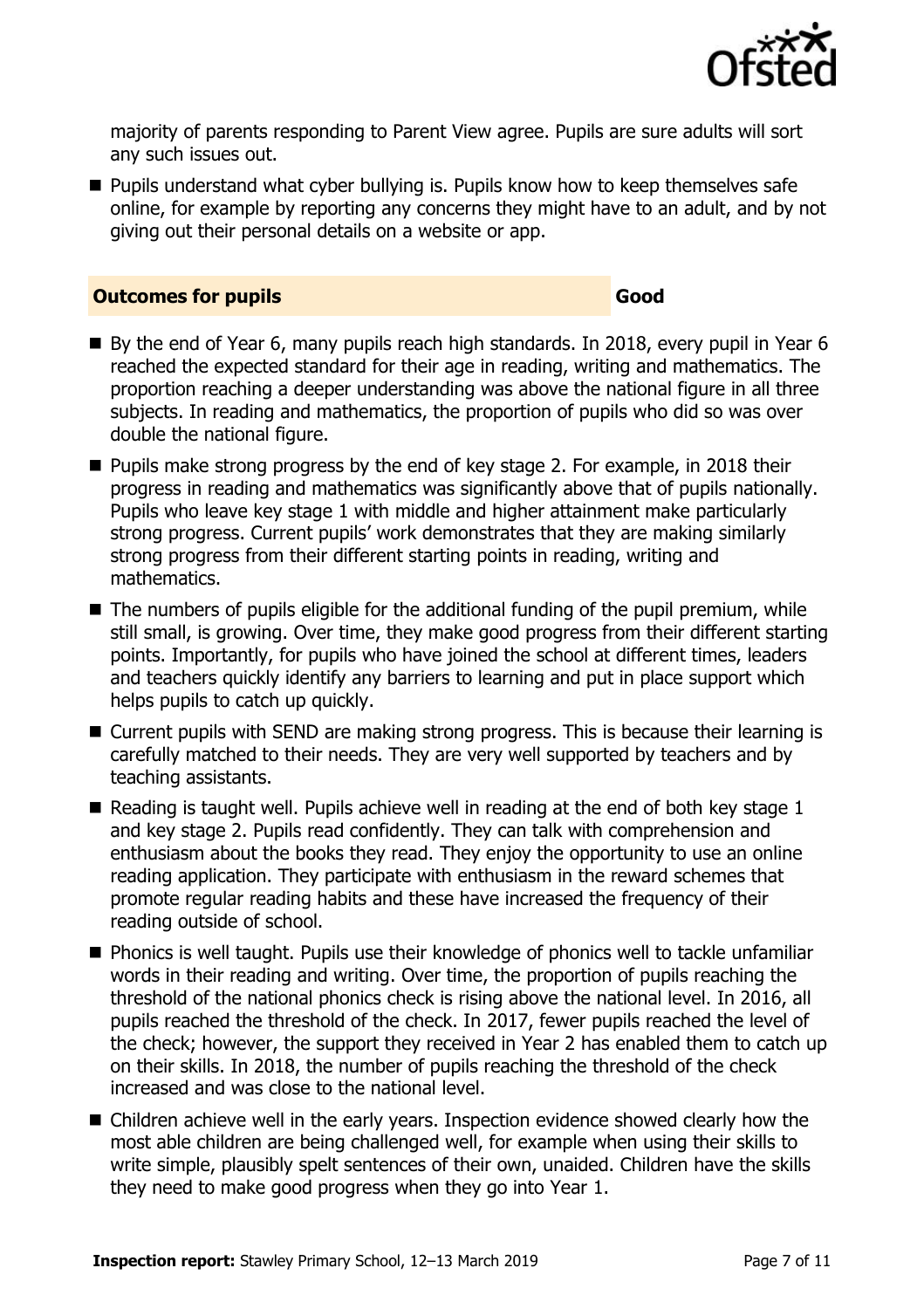majority of parents responding to Parent View agree. Pupils are sure adults will sort any such issues out.

- Pupils understand what cyber bullying is. Pupils know how to keep themselves safe online, for example by reporting any concerns they might have to an adult, and by not giving out their personal details on a website or app.

### Outcomes for pupils — Good

- By the end of Year 6, many pupils reach high standards. In 2018, every pupil in Year 6 reached the expected standard for their age in reading, writing and mathematics. The proportion reaching a deeper understanding was above the national figure in all three subjects. In reading and mathematics, the proportion of pupils who did so was over double the national figure.
- Pupils make strong progress by the end of key stage 2. For example, in 2018 their progress in reading and mathematics was significantly above that of pupils nationally. Pupils who leave key stage 1 with middle and higher attainment make particularly strong progress. Current pupils' work demonstrates that they are making similarly strong progress from their different starting points in reading, writing and mathematics.
- The numbers of pupils eligible for the additional funding of the pupil premium, while still small, is growing. Over time, they make good progress from their different starting points. Importantly, for pupils who have joined the school at different times, leaders and teachers quickly identify any barriers to learning and put in place support which helps pupils to catch up quickly.
- Current pupils with SEND are making strong progress. This is because their learning is carefully matched to their needs. They are very well supported by teachers and by teaching assistants.
- Reading is taught well. Pupils achieve well in reading at the end of both key stage 1 and key stage 2. Pupils read confidently. They can talk with comprehension and enthusiasm about the books they read. They enjoy the opportunity to use an online reading application. They participate with enthusiasm in the reward schemes that promote regular reading habits and these have increased the frequency of their reading outside of school.
- Phonics is well taught. Pupils use their knowledge of phonics well to tackle unfamiliar words in their reading and writing. Over time, the proportion of pupils reaching the threshold of the national phonics check is rising above the national level. In 2016, all pupils reached the threshold of the check. In 2017, fewer pupils reached the level of the check; however, the support they received in Year 2 has enabled them to catch up on their skills. In 2018, the number of pupils reaching the threshold of the check increased and was close to the national level.
- Children achieve well in the early years. Inspection evidence showed clearly how the most able children are being challenged well, for example when using their skills to write simple, plausibly spelt sentences of their own, unaided. Children have the skills they need to make good progress when they go into Year 1.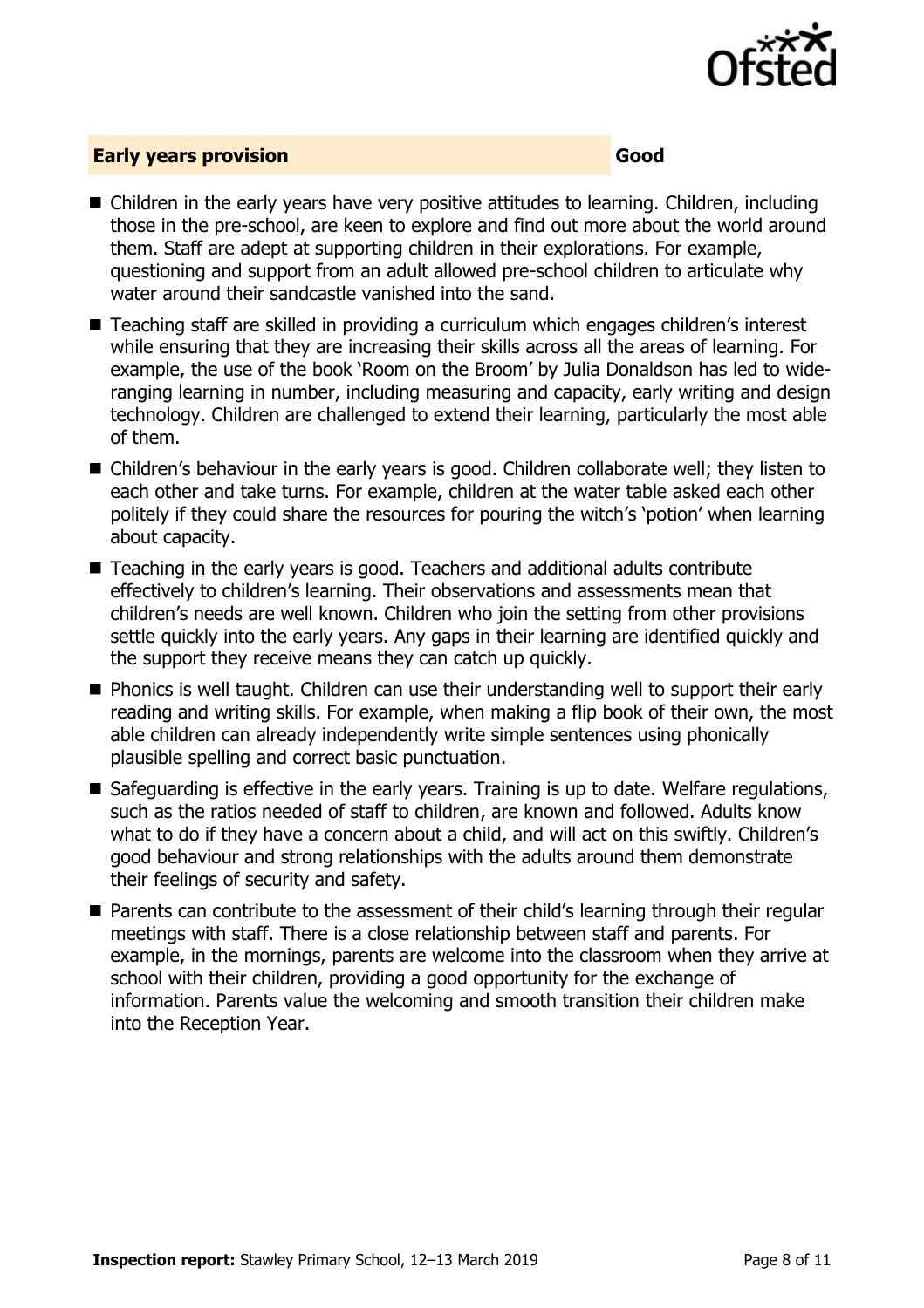## Early years provision — Good

- Children in the early years have very positive attitudes to learning. Children, including those in the pre-school, are keen to explore and find out more about the world around them. Staff are adept at supporting children in their explorations. For example, questioning and support from an adult allowed pre-school children to articulate why water around their sandcastle vanished into the sand.
- Teaching staff are skilled in providing a curriculum which engages children's interest while ensuring that they are increasing their skills across all the areas of learning. For example, the use of the book 'Room on the Broom' by Julia Donaldson has led to wide-ranging learning in number, including measuring and capacity, early writing and design technology. Children are challenged to extend their learning, particularly the most able of them.
- Children's behaviour in the early years is good. Children collaborate well; they listen to each other and take turns. For example, children at the water table asked each other politely if they could share the resources for pouring the witch's 'potion' when learning about capacity.
- Teaching in the early years is good. Teachers and additional adults contribute effectively to children's learning. Their observations and assessments mean that children's needs are well known. Children who join the setting from other provisions settle quickly into the early years. Any gaps in their learning are identified quickly and the support they receive means they can catch up quickly.
- Phonics is well taught. Children can use their understanding well to support their early reading and writing skills. For example, when making a flip book of their own, the most able children can already independently write simple sentences using phonically plausible spelling and correct basic punctuation.
- Safeguarding is effective in the early years. Training is up to date. Welfare regulations, such as the ratios needed of staff to children, are known and followed. Adults know what to do if they have a concern about a child, and will act on this swiftly. Children's good behaviour and strong relationships with the adults around them demonstrate their feelings of security and safety.
- Parents can contribute to the assessment of their child's learning through their regular meetings with staff. There is a close relationship between staff and parents. For example, in the mornings, parents are welcome into the classroom when they arrive at school with their children, providing a good opportunity for the exchange of information. Parents value the welcoming and smooth transition their children make into the Reception Year.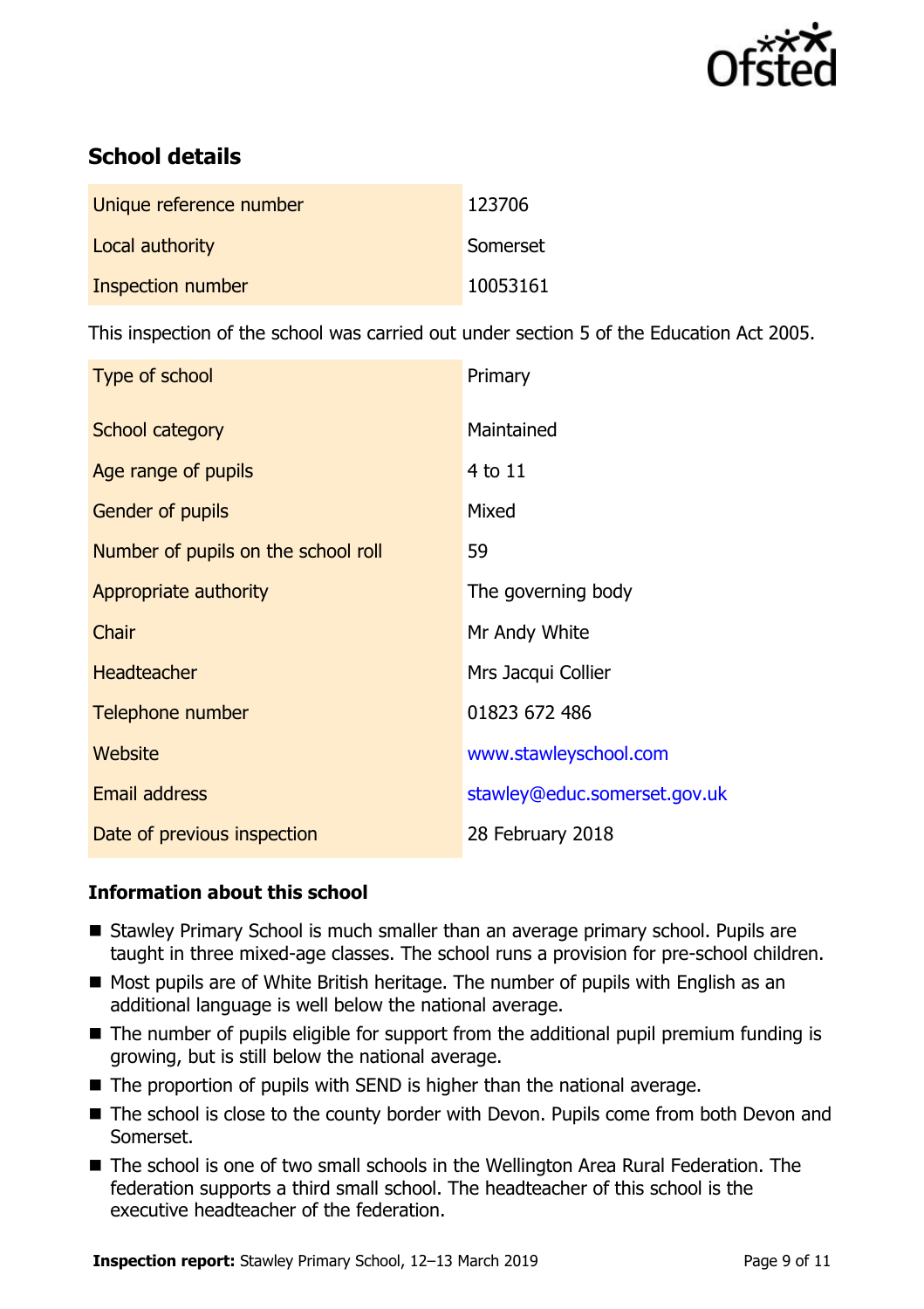## School details

| | |
|---|---|
| Unique reference number | 123706 |
| Local authority | Somerset |
| Inspection number | 10053161 |

This inspection of the school was carried out under section 5 of the Education Act 2005.

| | |
|---|---|
| Type of school | Primary |
| School category | Maintained |
| Age range of pupils | 4 to 11 |
| Gender of pupils | Mixed |
| Number of pupils on the school roll | 59 |
| Appropriate authority | The governing body |
| Chair | Mr Andy White |
| Headteacher | Mrs Jacqui Collier |
| Telephone number | 01823 672 486 |
| Website | www.stawleyschool.com |
| Email address | stawley@educ.somerset.gov.uk |
| Date of previous inspection | 28 February 2018 |

### Information about this school

- Stawley Primary School is much smaller than an average primary school. Pupils are taught in three mixed-age classes. The school runs a provision for pre-school children.
- Most pupils are of White British heritage. The number of pupils with English as an additional language is well below the national average.
- The number of pupils eligible for support from the additional pupil premium funding is growing, but is still below the national average.
- The proportion of pupils with SEND is higher than the national average.
- The school is close to the county border with Devon. Pupils come from both Devon and Somerset.
- The school is one of two small schools in the Wellington Area Rural Federation. The federation supports a third small school. The headteacher of this school is the executive headteacher of the federation.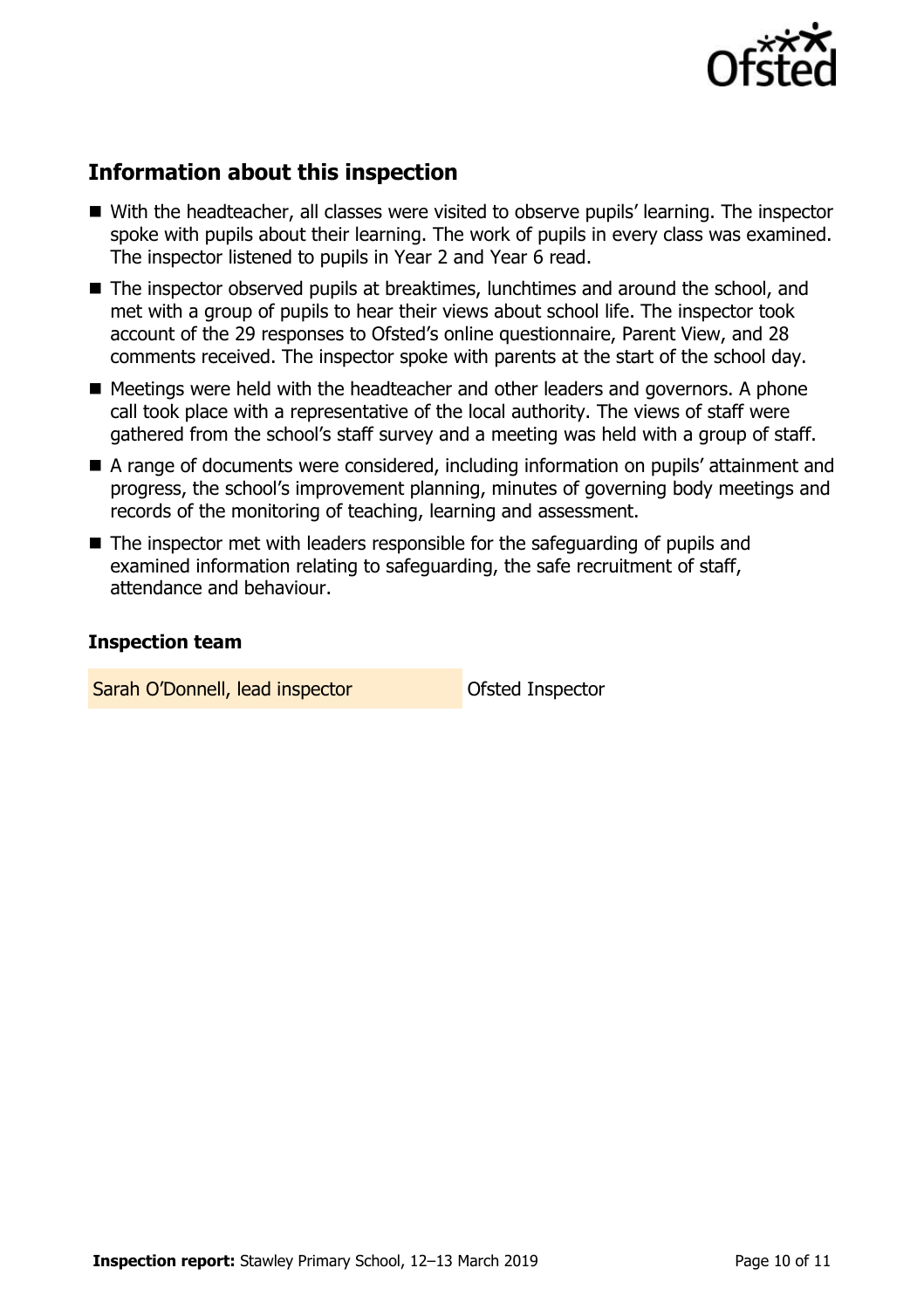## Information about this inspection

- With the headteacher, all classes were visited to observe pupils' learning. The inspector spoke with pupils about their learning. The work of pupils in every class was examined. The inspector listened to pupils in Year 2 and Year 6 read.
- The inspector observed pupils at breaktimes, lunchtimes and around the school, and met with a group of pupils to hear their views about school life. The inspector took account of the 29 responses to Ofsted's online questionnaire, Parent View, and 28 comments received. The inspector spoke with parents at the start of the school day.
- Meetings were held with the headteacher and other leaders and governors. A phone call took place with a representative of the local authority. The views of staff were gathered from the school's staff survey and a meeting was held with a group of staff.
- A range of documents were considered, including information on pupils' attainment and progress, the school's improvement planning, minutes of governing body meetings and records of the monitoring of teaching, learning and assessment.
- The inspector met with leaders responsible for the safeguarding of pupils and examined information relating to safeguarding, the safe recruitment of staff, attendance and behaviour.

### Inspection team

| | |
|---|---|
| Sarah O'Donnell, lead inspector | Ofsted Inspector |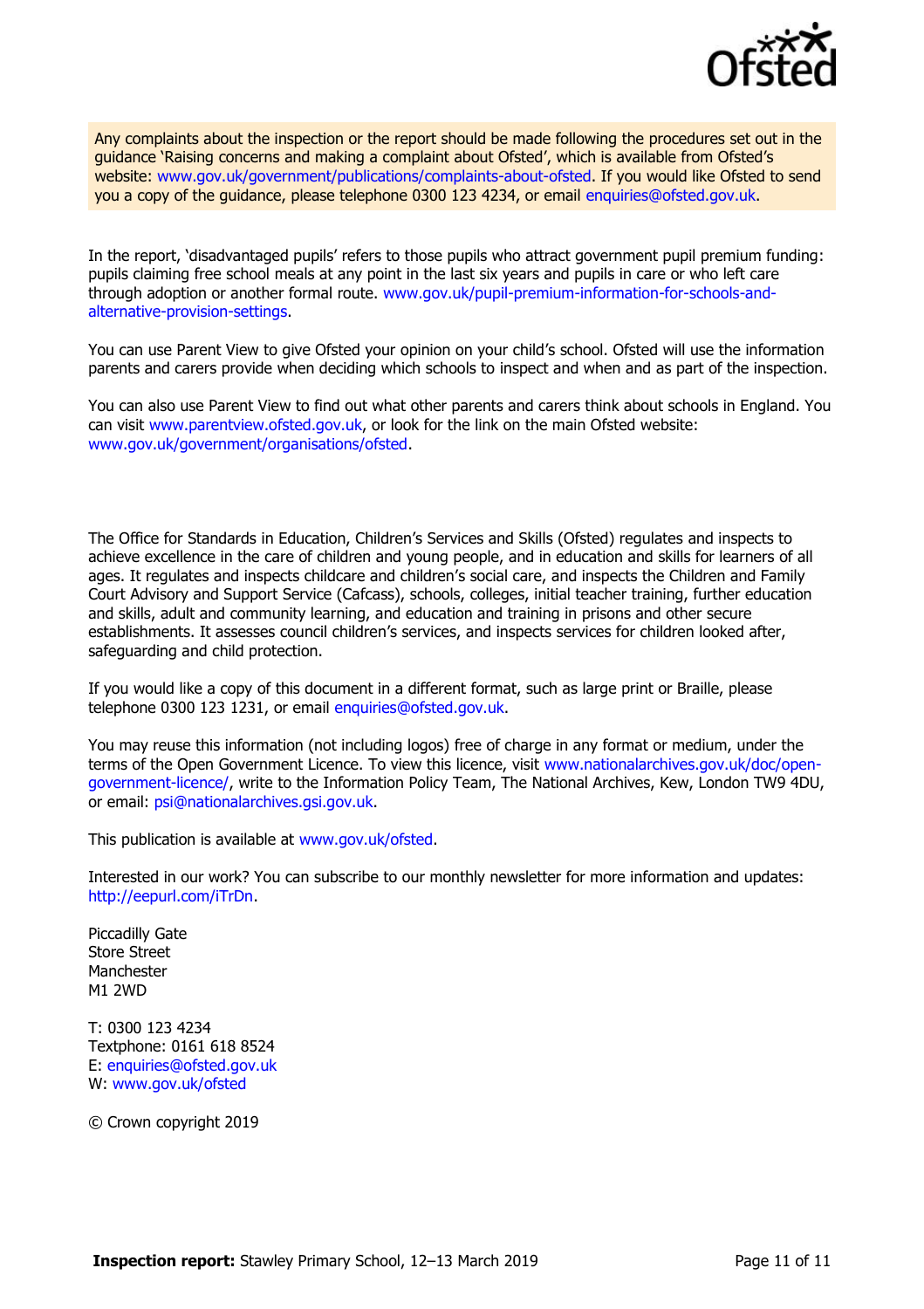Any complaints about the inspection or the report should be made following the procedures set out in the guidance 'Raising concerns and making a complaint about Ofsted', which is available from Ofsted's website: www.gov.uk/government/publications/complaints-about-ofsted. If you would like Ofsted to send you a copy of the guidance, please telephone 0300 123 4234, or email enquiries@ofsted.gov.uk.

In the report, 'disadvantaged pupils' refers to those pupils who attract government pupil premium funding: pupils claiming free school meals at any point in the last six years and pupils in care or who left care through adoption or another formal route. www.gov.uk/pupil-premium-information-for-schools-and-alternative-provision-settings.

You can use Parent View to give Ofsted your opinion on your child's school. Ofsted will use the information parents and carers provide when deciding which schools to inspect and when and as part of the inspection.

You can also use Parent View to find out what other parents and carers think about schools in England. You can visit www.parentview.ofsted.gov.uk, or look for the link on the main Ofsted website: www.gov.uk/government/organisations/ofsted.

The Office for Standards in Education, Children's Services and Skills (Ofsted) regulates and inspects to achieve excellence in the care of children and young people, and in education and skills for learners of all ages. It regulates and inspects childcare and children's social care, and inspects the Children and Family Court Advisory and Support Service (Cafcass), schools, colleges, initial teacher training, further education and skills, adult and community learning, and education and training in prisons and other secure establishments. It assesses council children's services, and inspects services for children looked after, safeguarding and child protection.

If you would like a copy of this document in a different format, such as large print or Braille, please telephone 0300 123 1231, or email enquiries@ofsted.gov.uk.

You may reuse this information (not including logos) free of charge in any format or medium, under the terms of the Open Government Licence. To view this licence, visit www.nationalarchives.gov.uk/doc/open-government-licence/, write to the Information Policy Team, The National Archives, Kew, London TW9 4DU, or email: psi@nationalarchives.gsi.gov.uk.

This publication is available at www.gov.uk/ofsted.

Interested in our work? You can subscribe to our monthly newsletter for more information and updates: http://eepurl.com/iTrDn.

Piccadilly Gate
Store Street
Manchester
M1 2WD

T: 0300 123 4234
Textphone: 0161 618 8524
E: enquiries@ofsted.gov.uk
W: www.gov.uk/ofsted

© Crown copyright 2019